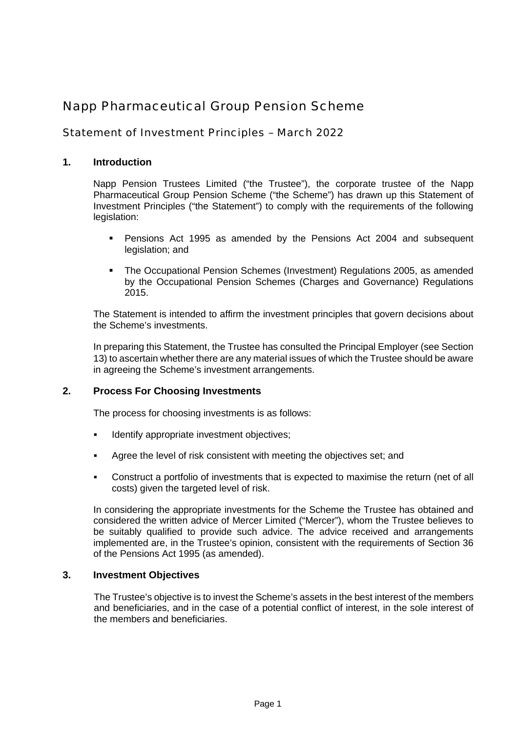# Napp Pharmaceutical Group Pension Scheme

## Statement of Investment Principles – March 2022

### 1. Introduction

Napp Pension Trustees Limited ("the Trustee"), the corporate trustee of the Napp Pharmaceutical Group Pension Scheme ("the Scheme") has drawn up this Statement of Investment Principles ("the Statement") to comply with the requirements of the following legislation:

- Pensions Act 1995 as amended by the Pensions Act 2004 and subsequent legislation; and
- The Occupational Pension Schemes (Investment) Regulations 2005, as amended by the Occupational Pension Schemes (Charges and Governance) Regulations 2015.

The Statement is intended to affirm the investment principles that govern decisions about the Scheme's investments.

In preparing this Statement, the Trustee has consulted the Principal Employer (see Section 13) to ascertain whether there are any material issues of which the Trustee should be aware in agreeing the Scheme's investment arrangements.

### 2. Process For Choosing Investments

The process for choosing investments is as follows:

- Identify appropriate investment objectives;
- Agree the level of risk consistent with meeting the objectives set; and
- Construct a portfolio of investments that is expected to maximise the return (net of all costs) given the targeted level of risk.

In considering the appropriate investments for the Scheme the Trustee has obtained and considered the written advice of Mercer Limited ("Mercer"), whom the Trustee believes to be suitably qualified to provide such advice. The advice received and arrangements implemented are, in the Trustee's opinion, consistent with the requirements of Section 36 of the Pensions Act 1995 (as amended).

### 3. Investment Objectives

The Trustee's objective is to invest the Scheme's assets in the best interest of the members and beneficiaries, and in the case of a potential conflict of interest, in the sole interest of the members and beneficiaries.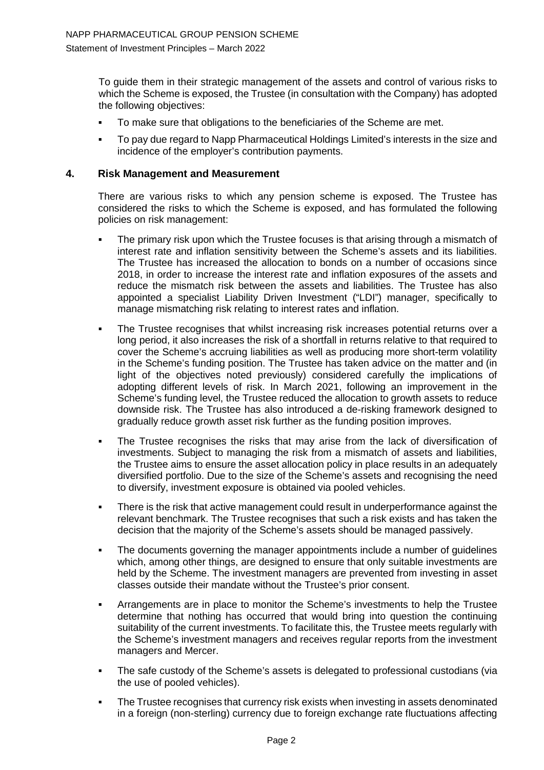To guide them in their strategic management of the assets and control of various risks to which the Scheme is exposed, the Trustee (in consultation with the Company) has adopted the following objectives:

- To make sure that obligations to the beneficiaries of the Scheme are met.
- To pay due regard to Napp Pharmaceutical Holdings Limited's interests in the size and incidence of the employer's contribution payments.

## 4. Risk Management and Measurement

There are various risks to which any pension scheme is exposed. The Trustee has considered the risks to which the Scheme is exposed, and has formulated the following policies on risk management:

- The primary risk upon which the Trustee focuses is that arising through a mismatch of interest rate and inflation sensitivity between the Scheme's assets and its liabilities. The Trustee has increased the allocation to bonds on a number of occasions since 2018, in order to increase the interest rate and inflation exposures of the assets and reduce the mismatch risk between the assets and liabilities. The Trustee has also appointed a specialist Liability Driven Investment ("LDI") manager, specifically to manage mismatching risk relating to interest rates and inflation.
- The Trustee recognises that whilst increasing risk increases potential returns over a long period, it also increases the risk of a shortfall in returns relative to that required to cover the Scheme's accruing liabilities as well as producing more short-term volatility in the Scheme's funding position. The Trustee has taken advice on the matter and (in light of the objectives noted previously) considered carefully the implications of adopting different levels of risk. In March 2021, following an improvement in the Scheme's funding level, the Trustee reduced the allocation to growth assets to reduce downside risk. The Trustee has also introduced a de-risking framework designed to gradually reduce growth asset risk further as the funding position improves.
- The Trustee recognises the risks that may arise from the lack of diversification of investments. Subject to managing the risk from a mismatch of assets and liabilities, the Trustee aims to ensure the asset allocation policy in place results in an adequately diversified portfolio. Due to the size of the Scheme's assets and recognising the need to diversify, investment exposure is obtained via pooled vehicles.
- There is the risk that active management could result in underperformance against the relevant benchmark. The Trustee recognises that such a risk exists and has taken the decision that the majority of the Scheme's assets should be managed passively.
- The documents governing the manager appointments include a number of guidelines which, among other things, are designed to ensure that only suitable investments are held by the Scheme. The investment managers are prevented from investing in asset classes outside their mandate without the Trustee's prior consent.
- Arrangements are in place to monitor the Scheme's investments to help the Trustee determine that nothing has occurred that would bring into question the continuing suitability of the current investments. To facilitate this, the Trustee meets regularly with the Scheme's investment managers and receives regular reports from the investment managers and Mercer.
- The safe custody of the Scheme's assets is delegated to professional custodians (via the use of pooled vehicles).
- The Trustee recognises that currency risk exists when investing in assets denominated in a foreign (non-sterling) currency due to foreign exchange rate fluctuations affecting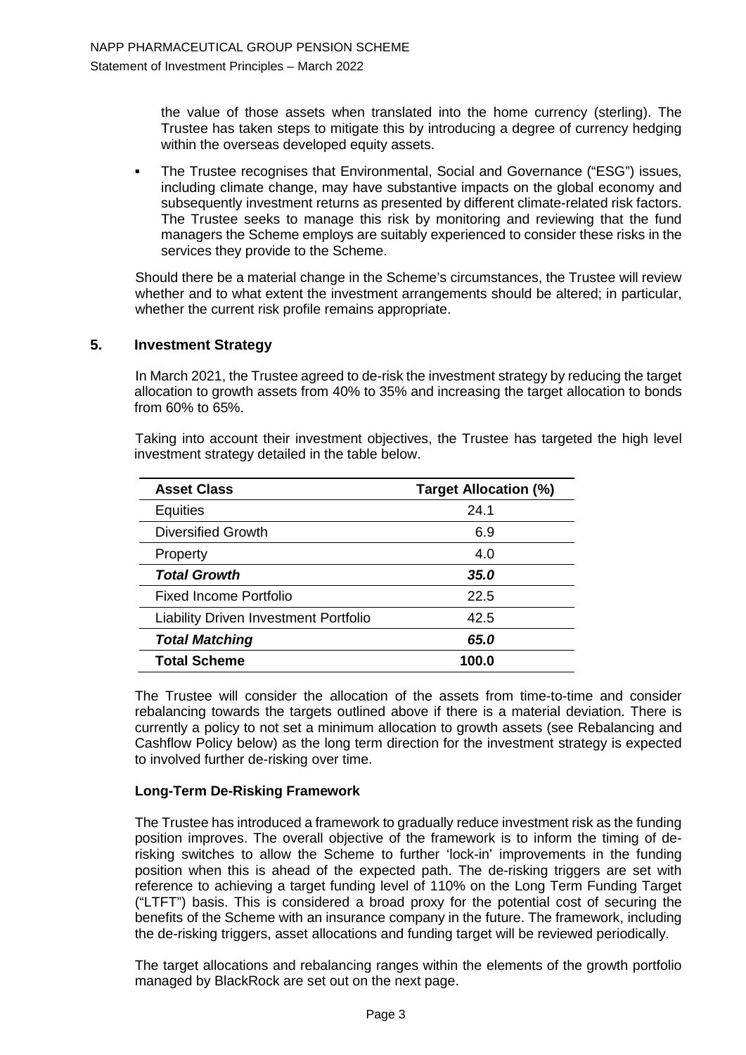the value of those assets when translated into the home currency (sterling). The Trustee has taken steps to mitigate this by introducing a degree of currency hedging within the overseas developed equity assets.

- The Trustee recognises that Environmental, Social and Governance ("ESG") issues, including climate change, may have substantive impacts on the global economy and subsequently investment returns as presented by different climate-related risk factors. The Trustee seeks to manage this risk by monitoring and reviewing that the fund managers the Scheme employs are suitably experienced to consider these risks in the services they provide to the Scheme.

Should there be a material change in the Scheme's circumstances, the Trustee will review whether and to what extent the investment arrangements should be altered; in particular, whether the current risk profile remains appropriate.

## 5. Investment Strategy

In March 2021, the Trustee agreed to de-risk the investment strategy by reducing the target allocation to growth assets from 40% to 35% and increasing the target allocation to bonds from 60% to 65%.

Taking into account their investment objectives, the Trustee has targeted the high level investment strategy detailed in the table below.

| Asset Class | Target Allocation (%) |
|---|---|
| Equities | 24.1 |
| Diversified Growth | 6.9 |
| Property | 4.0 |
| ***Total Growth*** | ***35.0*** |
| Fixed Income Portfolio | 22.5 |
| Liability Driven Investment Portfolio | 42.5 |
| ***Total Matching*** | ***65.0*** |
| **Total Scheme** | **100.0** |

The Trustee will consider the allocation of the assets from time-to-time and consider rebalancing towards the targets outlined above if there is a material deviation. There is currently a policy to not set a minimum allocation to growth assets (see Rebalancing and Cashflow Policy below) as the long term direction for the investment strategy is expected to involved further de-risking over time.

### Long-Term De-Risking Framework

The Trustee has introduced a framework to gradually reduce investment risk as the funding position improves. The overall objective of the framework is to inform the timing of de-risking switches to allow the Scheme to further 'lock-in' improvements in the funding position when this is ahead of the expected path. The de-risking triggers are set with reference to achieving a target funding level of 110% on the Long Term Funding Target ("LTFT") basis. This is considered a broad proxy for the potential cost of securing the benefits of the Scheme with an insurance company in the future. The framework, including the de-risking triggers, asset allocations and funding target will be reviewed periodically.

The target allocations and rebalancing ranges within the elements of the growth portfolio managed by BlackRock are set out on the next page.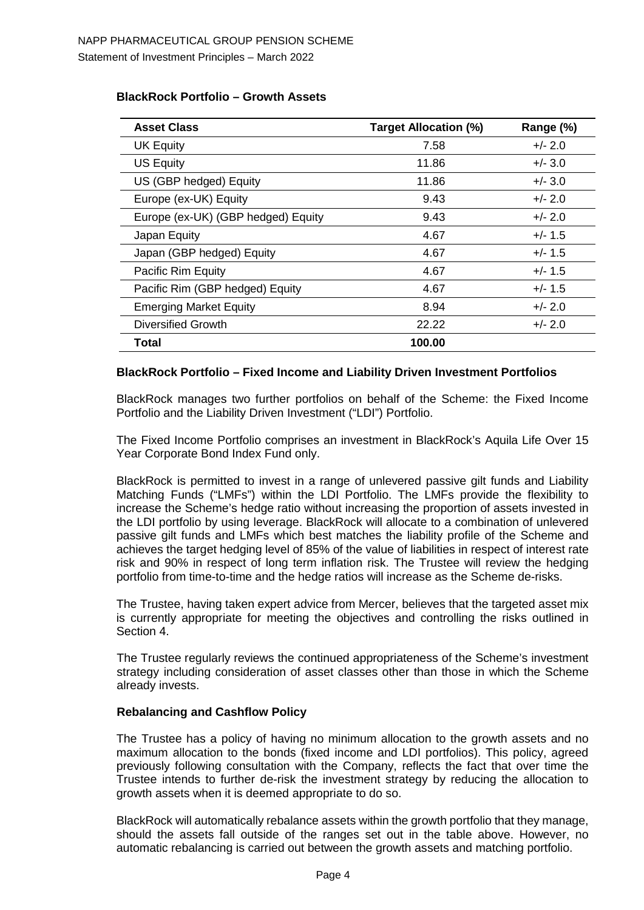### BlackRock Portfolio – Growth Assets

| Asset Class | Target Allocation (%) | Range (%) |
| --- | --- | --- |
| UK Equity | 7.58 | +/- 2.0 |
| US Equity | 11.86 | +/- 3.0 |
| US (GBP hedged) Equity | 11.86 | +/- 3.0 |
| Europe (ex-UK) Equity | 9.43 | +/- 2.0 |
| Europe (ex-UK) (GBP hedged) Equity | 9.43 | +/- 2.0 |
| Japan Equity | 4.67 | +/- 1.5 |
| Japan (GBP hedged) Equity | 4.67 | +/- 1.5 |
| Pacific Rim Equity | 4.67 | +/- 1.5 |
| Pacific Rim (GBP hedged) Equity | 4.67 | +/- 1.5 |
| Emerging Market Equity | 8.94 | +/- 2.0 |
| Diversified Growth | 22.22 | +/- 2.0 |
| **Total** | **100.00** | |

### BlackRock Portfolio – Fixed Income and Liability Driven Investment Portfolios

BlackRock manages two further portfolios on behalf of the Scheme: the Fixed Income Portfolio and the Liability Driven Investment ("LDI") Portfolio.

The Fixed Income Portfolio comprises an investment in BlackRock's Aquila Life Over 15 Year Corporate Bond Index Fund only.

BlackRock is permitted to invest in a range of unlevered passive gilt funds and Liability Matching Funds ("LMFs") within the LDI Portfolio. The LMFs provide the flexibility to increase the Scheme's hedge ratio without increasing the proportion of assets invested in the LDI portfolio by using leverage. BlackRock will allocate to a combination of unlevered passive gilt funds and LMFs which best matches the liability profile of the Scheme and achieves the target hedging level of 85% of the value of liabilities in respect of interest rate risk and 90% in respect of long term inflation risk. The Trustee will review the hedging portfolio from time-to-time and the hedge ratios will increase as the Scheme de-risks.

The Trustee, having taken expert advice from Mercer, believes that the targeted asset mix is currently appropriate for meeting the objectives and controlling the risks outlined in Section 4.

The Trustee regularly reviews the continued appropriateness of the Scheme's investment strategy including consideration of asset classes other than those in which the Scheme already invests.

### Rebalancing and Cashflow Policy

The Trustee has a policy of having no minimum allocation to the growth assets and no maximum allocation to the bonds (fixed income and LDI portfolios). This policy, agreed previously following consultation with the Company, reflects the fact that over time the Trustee intends to further de-risk the investment strategy by reducing the allocation to growth assets when it is deemed appropriate to do so.

BlackRock will automatically rebalance assets within the growth portfolio that they manage, should the assets fall outside of the ranges set out in the table above. However, no automatic rebalancing is carried out between the growth assets and matching portfolio.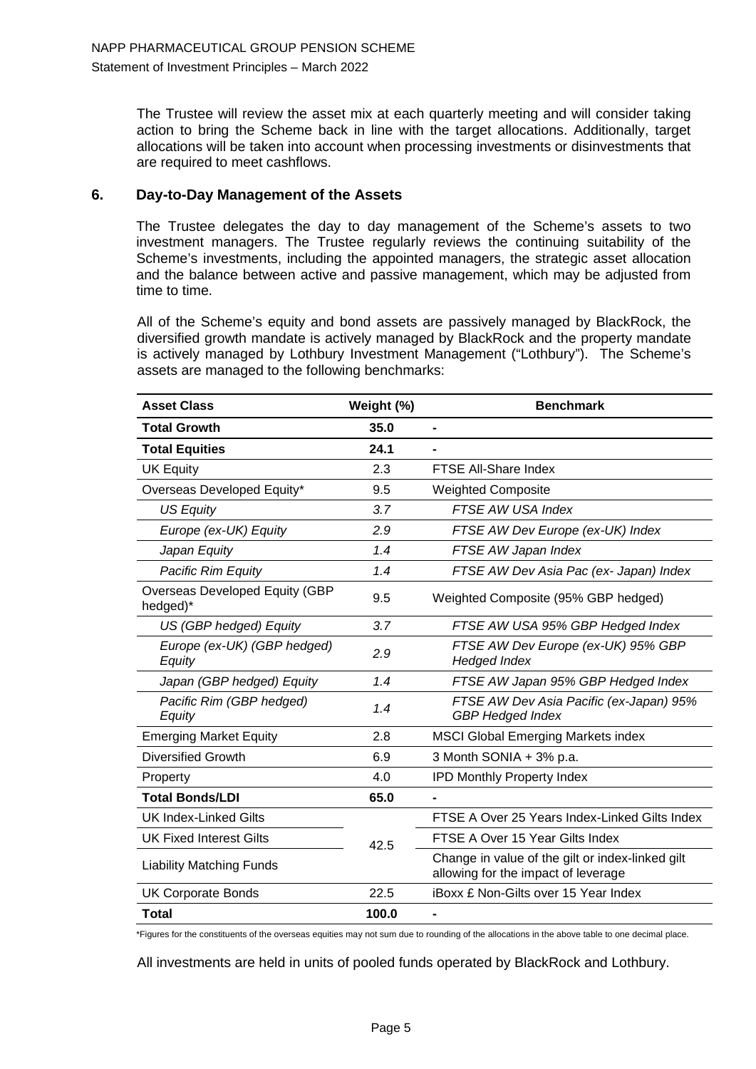The Trustee will review the asset mix at each quarterly meeting and will consider taking action to bring the Scheme back in line with the target allocations. Additionally, target allocations will be taken into account when processing investments or disinvestments that are required to meet cashflows.

## 6. Day-to-Day Management of the Assets

The Trustee delegates the day to day management of the Scheme's assets to two investment managers. The Trustee regularly reviews the continuing suitability of the Scheme's investments, including the appointed managers, the strategic asset allocation and the balance between active and passive management, which may be adjusted from time to time.

All of the Scheme's equity and bond assets are passively managed by BlackRock, the diversified growth mandate is actively managed by BlackRock and the property mandate is actively managed by Lothbury Investment Management ("Lothbury"). The Scheme's assets are managed to the following benchmarks:

| Asset Class | Weight (%) | Benchmark |
|---|---|---|
| **Total Growth** | **35.0** | - |
| **Total Equities** | **24.1** | - |
| UK Equity | 2.3 | FTSE All-Share Index |
| Overseas Developed Equity* | 9.5 | Weighted Composite |
| *US Equity* | *3.7* | *FTSE AW USA Index* |
| *Europe (ex-UK) Equity* | *2.9* | *FTSE AW Dev Europe (ex-UK) Index* |
| *Japan Equity* | *1.4* | *FTSE AW Japan Index* |
| *Pacific Rim Equity* | *1.4* | *FTSE AW Dev Asia Pac (ex- Japan) Index* |
| Overseas Developed Equity (GBP hedged)* | 9.5 | Weighted Composite (95% GBP hedged) |
| *US (GBP hedged) Equity* | *3.7* | *FTSE AW USA 95% GBP Hedged Index* |
| *Europe (ex-UK) (GBP hedged) Equity* | *2.9* | *FTSE AW Dev Europe (ex-UK) 95% GBP Hedged Index* |
| *Japan (GBP hedged) Equity* | *1.4* | *FTSE AW Japan 95% GBP Hedged Index* |
| *Pacific Rim (GBP hedged) Equity* | *1.4* | *FTSE AW Dev Asia Pacific (ex-Japan) 95% GBP Hedged Index* |
| Emerging Market Equity | 2.8 | MSCI Global Emerging Markets index |
| Diversified Growth | 6.9 | 3 Month SONIA + 3% p.a. |
| Property | 4.0 | IPD Monthly Property Index |
| **Total Bonds/LDI** | **65.0** | - |
| UK Index-Linked Gilts | 42.5 | FTSE A Over 25 Years Index-Linked Gilts Index |
| UK Fixed Interest Gilts | | FTSE A Over 15 Year Gilts Index |
| Liability Matching Funds | | Change in value of the gilt or index-linked gilt allowing for the impact of leverage |
| UK Corporate Bonds | 22.5 | iBoxx £ Non-Gilts over 15 Year Index |
| **Total** | **100.0** | - |

*Figures for the constituents of the overseas equities may not sum due to rounding of the allocations in the above table to one decimal place.

All investments are held in units of pooled funds operated by BlackRock and Lothbury.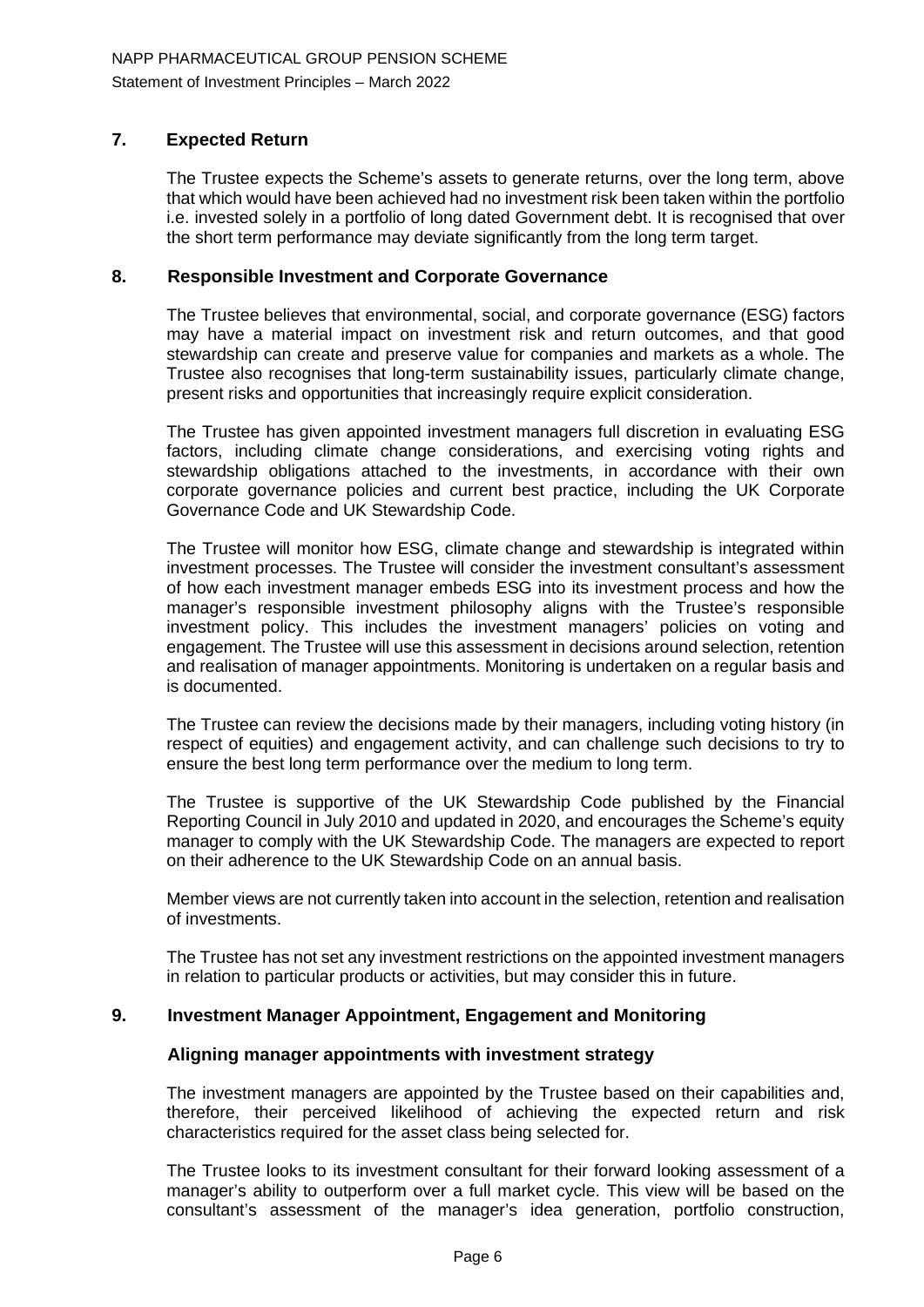## 7. Expected Return

The Trustee expects the Scheme's assets to generate returns, over the long term, above that which would have been achieved had no investment risk been taken within the portfolio i.e. invested solely in a portfolio of long dated Government debt. It is recognised that over the short term performance may deviate significantly from the long term target.

## 8. Responsible Investment and Corporate Governance

The Trustee believes that environmental, social, and corporate governance (ESG) factors may have a material impact on investment risk and return outcomes, and that good stewardship can create and preserve value for companies and markets as a whole. The Trustee also recognises that long-term sustainability issues, particularly climate change, present risks and opportunities that increasingly require explicit consideration.

The Trustee has given appointed investment managers full discretion in evaluating ESG factors, including climate change considerations, and exercising voting rights and stewardship obligations attached to the investments, in accordance with their own corporate governance policies and current best practice, including the UK Corporate Governance Code and UK Stewardship Code.

The Trustee will monitor how ESG, climate change and stewardship is integrated within investment processes. The Trustee will consider the investment consultant's assessment of how each investment manager embeds ESG into its investment process and how the manager's responsible investment philosophy aligns with the Trustee's responsible investment policy. This includes the investment managers' policies on voting and engagement. The Trustee will use this assessment in decisions around selection, retention and realisation of manager appointments. Monitoring is undertaken on a regular basis and is documented.

The Trustee can review the decisions made by their managers, including voting history (in respect of equities) and engagement activity, and can challenge such decisions to try to ensure the best long term performance over the medium to long term.

The Trustee is supportive of the UK Stewardship Code published by the Financial Reporting Council in July 2010 and updated in 2020, and encourages the Scheme's equity manager to comply with the UK Stewardship Code. The managers are expected to report on their adherence to the UK Stewardship Code on an annual basis.

Member views are not currently taken into account in the selection, retention and realisation of investments.

The Trustee has not set any investment restrictions on the appointed investment managers in relation to particular products or activities, but may consider this in future.

## 9. Investment Manager Appointment, Engagement and Monitoring

### Aligning manager appointments with investment strategy

The investment managers are appointed by the Trustee based on their capabilities and, therefore, their perceived likelihood of achieving the expected return and risk characteristics required for the asset class being selected for.

The Trustee looks to its investment consultant for their forward looking assessment of a manager's ability to outperform over a full market cycle. This view will be based on the consultant's assessment of the manager's idea generation, portfolio construction,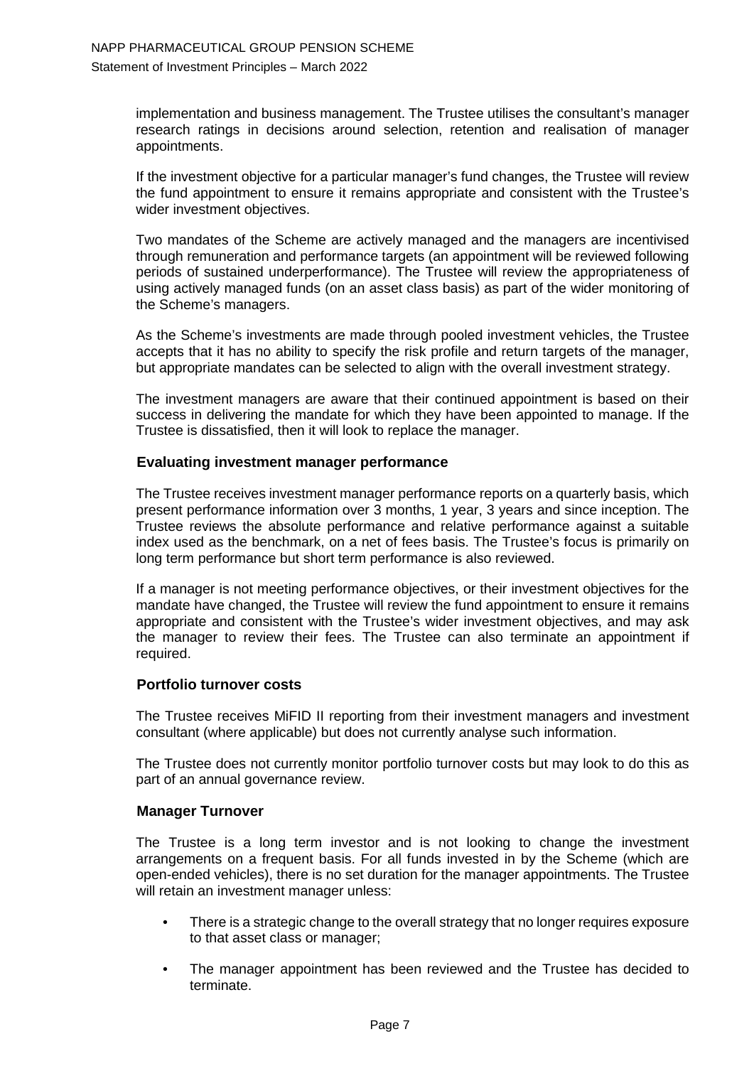implementation and business management. The Trustee utilises the consultant's manager research ratings in decisions around selection, retention and realisation of manager appointments.

If the investment objective for a particular manager's fund changes, the Trustee will review the fund appointment to ensure it remains appropriate and consistent with the Trustee's wider investment objectives.

Two mandates of the Scheme are actively managed and the managers are incentivised through remuneration and performance targets (an appointment will be reviewed following periods of sustained underperformance). The Trustee will review the appropriateness of using actively managed funds (on an asset class basis) as part of the wider monitoring of the Scheme's managers.

As the Scheme's investments are made through pooled investment vehicles, the Trustee accepts that it has no ability to specify the risk profile and return targets of the manager, but appropriate mandates can be selected to align with the overall investment strategy.

The investment managers are aware that their continued appointment is based on their success in delivering the mandate for which they have been appointed to manage. If the Trustee is dissatisfied, then it will look to replace the manager.

### Evaluating investment manager performance

The Trustee receives investment manager performance reports on a quarterly basis, which present performance information over 3 months, 1 year, 3 years and since inception. The Trustee reviews the absolute performance and relative performance against a suitable index used as the benchmark, on a net of fees basis. The Trustee's focus is primarily on long term performance but short term performance is also reviewed.

If a manager is not meeting performance objectives, or their investment objectives for the mandate have changed, the Trustee will review the fund appointment to ensure it remains appropriate and consistent with the Trustee's wider investment objectives, and may ask the manager to review their fees. The Trustee can also terminate an appointment if required.

### Portfolio turnover costs

The Trustee receives MiFID II reporting from their investment managers and investment consultant (where applicable) but does not currently analyse such information.

The Trustee does not currently monitor portfolio turnover costs but may look to do this as part of an annual governance review.

### Manager Turnover

The Trustee is a long term investor and is not looking to change the investment arrangements on a frequent basis. For all funds invested in by the Scheme (which are open-ended vehicles), there is no set duration for the manager appointments. The Trustee will retain an investment manager unless:

- There is a strategic change to the overall strategy that no longer requires exposure to that asset class or manager;
- The manager appointment has been reviewed and the Trustee has decided to terminate.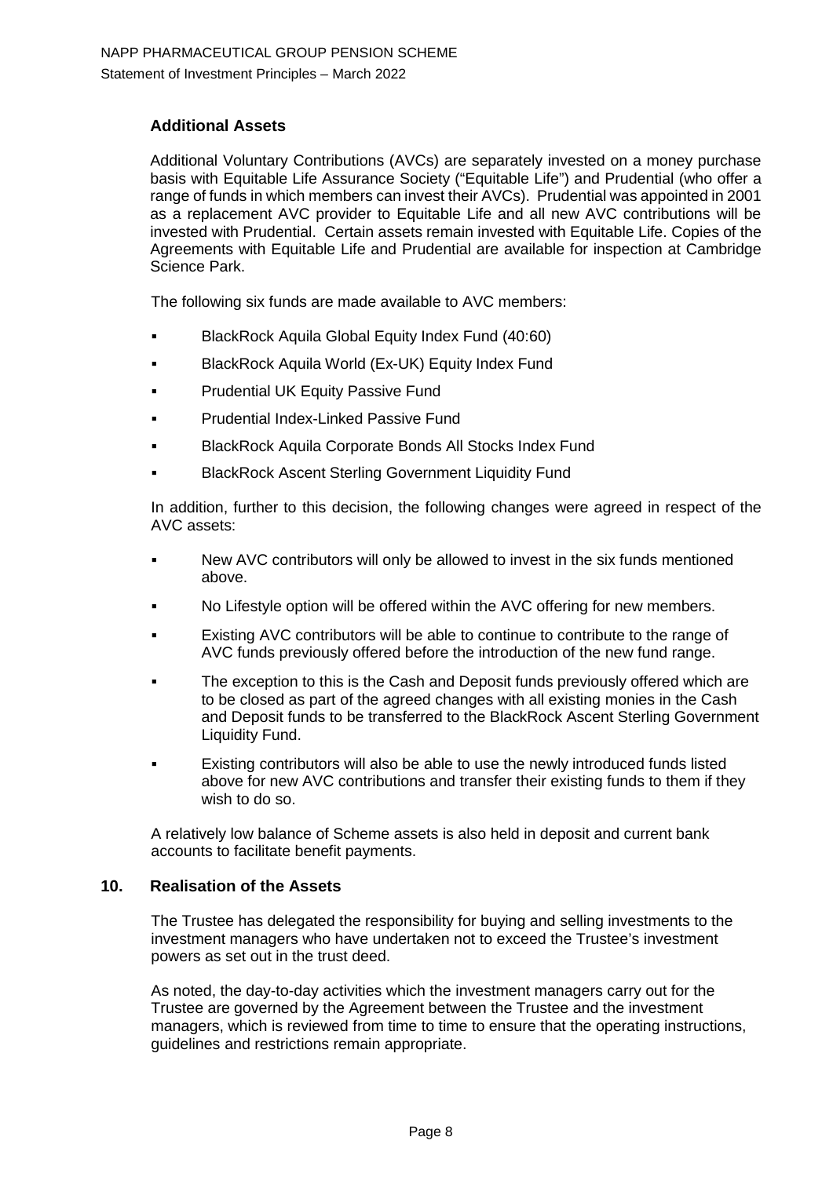### Additional Assets

Additional Voluntary Contributions (AVCs) are separately invested on a money purchase basis with Equitable Life Assurance Society ("Equitable Life") and Prudential (who offer a range of funds in which members can invest their AVCs). Prudential was appointed in 2001 as a replacement AVC provider to Equitable Life and all new AVC contributions will be invested with Prudential. Certain assets remain invested with Equitable Life. Copies of the Agreements with Equitable Life and Prudential are available for inspection at Cambridge Science Park.

The following six funds are made available to AVC members:

- BlackRock Aquila Global Equity Index Fund (40:60)
- BlackRock Aquila World (Ex-UK) Equity Index Fund
- Prudential UK Equity Passive Fund
- Prudential Index-Linked Passive Fund
- BlackRock Aquila Corporate Bonds All Stocks Index Fund
- BlackRock Ascent Sterling Government Liquidity Fund

In addition, further to this decision, the following changes were agreed in respect of the AVC assets:

- New AVC contributors will only be allowed to invest in the six funds mentioned above.
- No Lifestyle option will be offered within the AVC offering for new members.
- Existing AVC contributors will be able to continue to contribute to the range of AVC funds previously offered before the introduction of the new fund range.
- The exception to this is the Cash and Deposit funds previously offered which are to be closed as part of the agreed changes with all existing monies in the Cash and Deposit funds to be transferred to the BlackRock Ascent Sterling Government Liquidity Fund.
- Existing contributors will also be able to use the newly introduced funds listed above for new AVC contributions and transfer their existing funds to them if they wish to do so.

A relatively low balance of Scheme assets is also held in deposit and current bank accounts to facilitate benefit payments.

## 10. Realisation of the Assets

The Trustee has delegated the responsibility for buying and selling investments to the investment managers who have undertaken not to exceed the Trustee's investment powers as set out in the trust deed.

As noted, the day-to-day activities which the investment managers carry out for the Trustee are governed by the Agreement between the Trustee and the investment managers, which is reviewed from time to time to ensure that the operating instructions, guidelines and restrictions remain appropriate.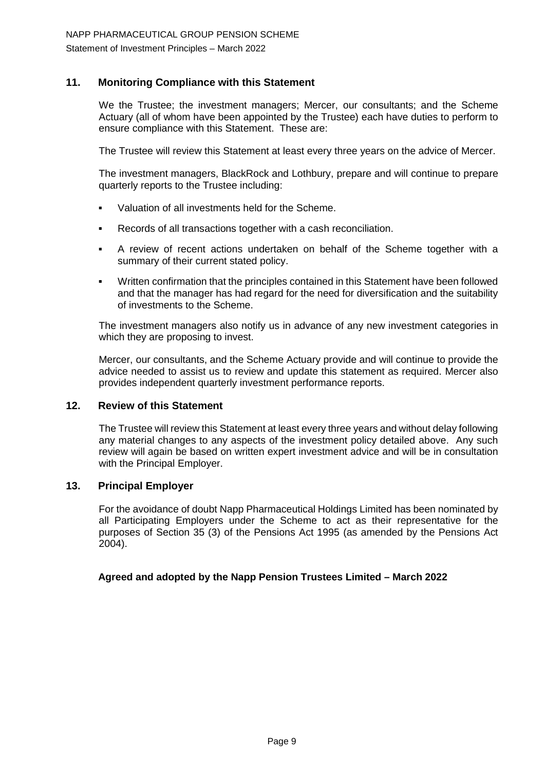## 11. Monitoring Compliance with this Statement

We the Trustee; the investment managers; Mercer, our consultants; and the Scheme Actuary (all of whom have been appointed by the Trustee) each have duties to perform to ensure compliance with this Statement. These are:

The Trustee will review this Statement at least every three years on the advice of Mercer.

The investment managers, BlackRock and Lothbury, prepare and will continue to prepare quarterly reports to the Trustee including:

- Valuation of all investments held for the Scheme.
- Records of all transactions together with a cash reconciliation.
- A review of recent actions undertaken on behalf of the Scheme together with a summary of their current stated policy.
- Written confirmation that the principles contained in this Statement have been followed and that the manager has had regard for the need for diversification and the suitability of investments to the Scheme.

The investment managers also notify us in advance of any new investment categories in which they are proposing to invest.

Mercer, our consultants, and the Scheme Actuary provide and will continue to provide the advice needed to assist us to review and update this statement as required. Mercer also provides independent quarterly investment performance reports.

## 12. Review of this Statement

The Trustee will review this Statement at least every three years and without delay following any material changes to any aspects of the investment policy detailed above. Any such review will again be based on written expert investment advice and will be in consultation with the Principal Employer.

## 13. Principal Employer

For the avoidance of doubt Napp Pharmaceutical Holdings Limited has been nominated by all Participating Employers under the Scheme to act as their representative for the purposes of Section 35 (3) of the Pensions Act 1995 (as amended by the Pensions Act 2004).

**Agreed and adopted by the Napp Pension Trustees Limited – March 2022**